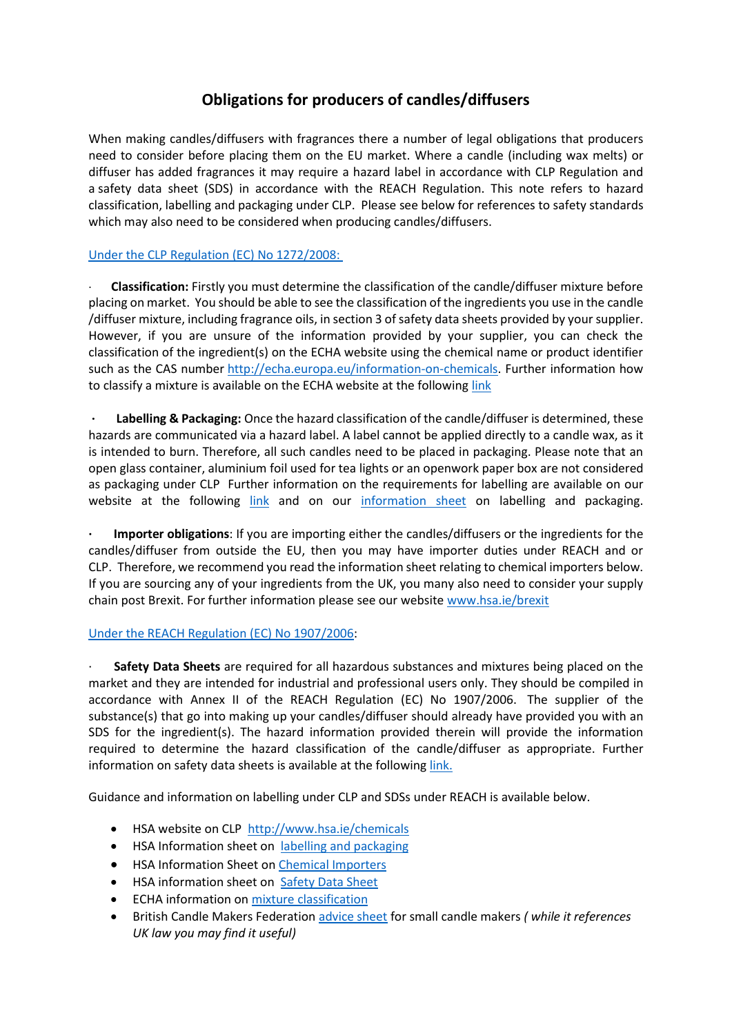# Obligations for producers of candles/diffusers

When making candles/diffusers with fragrances there a number of legal obligations that producers need to consider before placing them on the EU market. Where a candle (including wax melts) or diffuser has added fragrances it may require a hazard label in accordance with CLP Regulation and a safety data sheet (SDS) in accordance with the REACH Regulation. This note refers to hazard classification, labelling and packaging under CLP. Please see below for references to safety standards which may also need to be considered when producing candles/diffusers.

[Under the CLP Regulation (EC) No 1272/2008:](#)

- **Classification:** Firstly you must determine the classification of the candle/diffuser mixture before placing on market. You should be able to see the classification of the ingredients you use in the candle /diffuser mixture, including fragrance oils, in section 3 of safety data sheets provided by your supplier. However, if you are unsure of the information provided by your supplier, you can check the classification of the ingredient(s) on the ECHA website using the chemical name or product identifier such as the CAS number http://echa.europa.eu/information-on-chemicals. Further information how to classify a mixture is available on the ECHA website at the following link

- **Labelling & Packaging:** Once the hazard classification of the candle/diffuser is determined, these hazards are communicated via a hazard label. A label cannot be applied directly to a candle wax, as it is intended to burn. Therefore, all such candles need to be placed in packaging. Please note that an open glass container, aluminium foil used for tea lights or an openwork paper box are not considered as packaging under CLP Further information on the requirements for labelling are available on our website at the following link and on our information sheet on labelling and packaging.

- **Importer obligations**: If you are importing either the candles/diffusers or the ingredients for the candles/diffuser from outside the EU, then you may have importer duties under REACH and or CLP. Therefore, we recommend you read the information sheet relating to chemical importers below. If you are sourcing any of your ingredients from the UK, you many also need to consider your supply chain post Brexit. For further information please see our website www.hsa.ie/brexit

[Under the REACH Regulation (EC) No 1907/2006](#):

- **Safety Data Sheets** are required for all hazardous substances and mixtures being placed on the market and they are intended for industrial and professional users only. They should be compiled in accordance with Annex II of the REACH Regulation (EC) No 1907/2006. The supplier of the substance(s) that go into making up your candles/diffuser should already have provided you with an SDS for the ingredient(s). The hazard information provided therein will provide the information required to determine the hazard classification of the candle/diffuser as appropriate. Further information on safety data sheets is available at the following link.

Guidance and information on labelling under CLP and SDSs under REACH is available below.

- HSA website on CLP http://www.hsa.ie/chemicals
- HSA Information sheet on labelling and packaging
- HSA Information Sheet on Chemical Importers
- HSA information sheet on Safety Data Sheet
- ECHA information on mixture classification
- British Candle Makers Federation advice sheet for small candle makers *( while it references UK law you may find it useful)*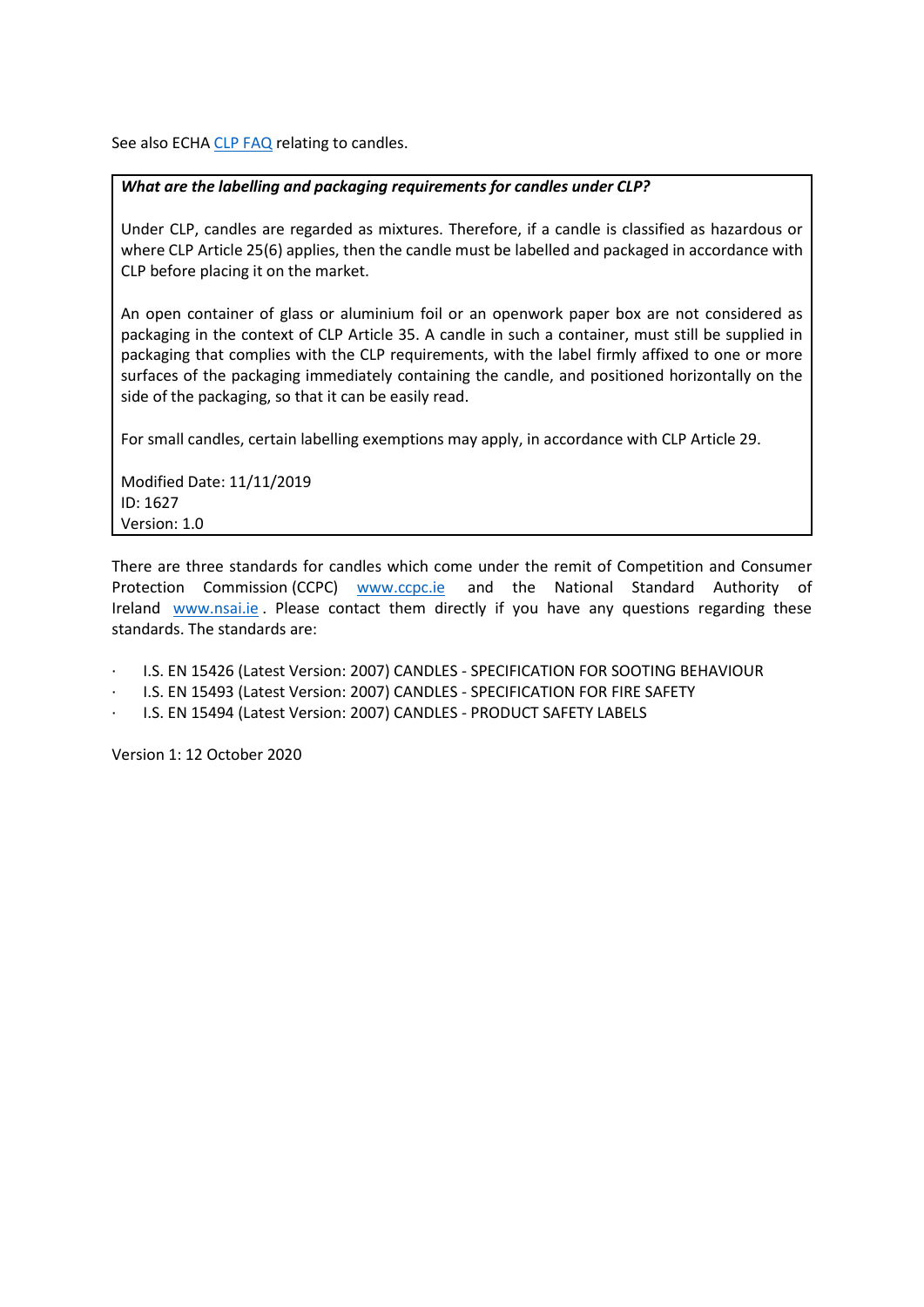See also ECHA CLP FAQ relating to candles.

> ***What are the labelling and packaging requirements for candles under CLP?***
>
> Under CLP, candles are regarded as mixtures. Therefore, if a candle is classified as hazardous or where CLP Article 25(6) applies, then the candle must be labelled and packaged in accordance with CLP before placing it on the market.
>
> An open container of glass or aluminium foil or an openwork paper box are not considered as packaging in the context of CLP Article 35. A candle in such a container, must still be supplied in packaging that complies with the CLP requirements, with the label firmly affixed to one or more surfaces of the packaging immediately containing the candle, and positioned horizontally on the side of the packaging, so that it can be easily read.
>
> For small candles, certain labelling exemptions may apply, in accordance with CLP Article 29.
>
> Modified Date: 11/11/2019
> ID: 1627
> Version: 1.0

There are three standards for candles which come under the remit of Competition and Consumer Protection Commission (CCPC) www.ccpc.ie and the National Standard Authority of Ireland www.nsai.ie . Please contact them directly if you have any questions regarding these standards. The standards are:

- I.S. EN 15426 (Latest Version: 2007) CANDLES - SPECIFICATION FOR SOOTING BEHAVIOUR
- I.S. EN 15493 (Latest Version: 2007) CANDLES - SPECIFICATION FOR FIRE SAFETY
- I.S. EN 15494 (Latest Version: 2007) CANDLES - PRODUCT SAFETY LABELS

Version 1: 12 October 2020